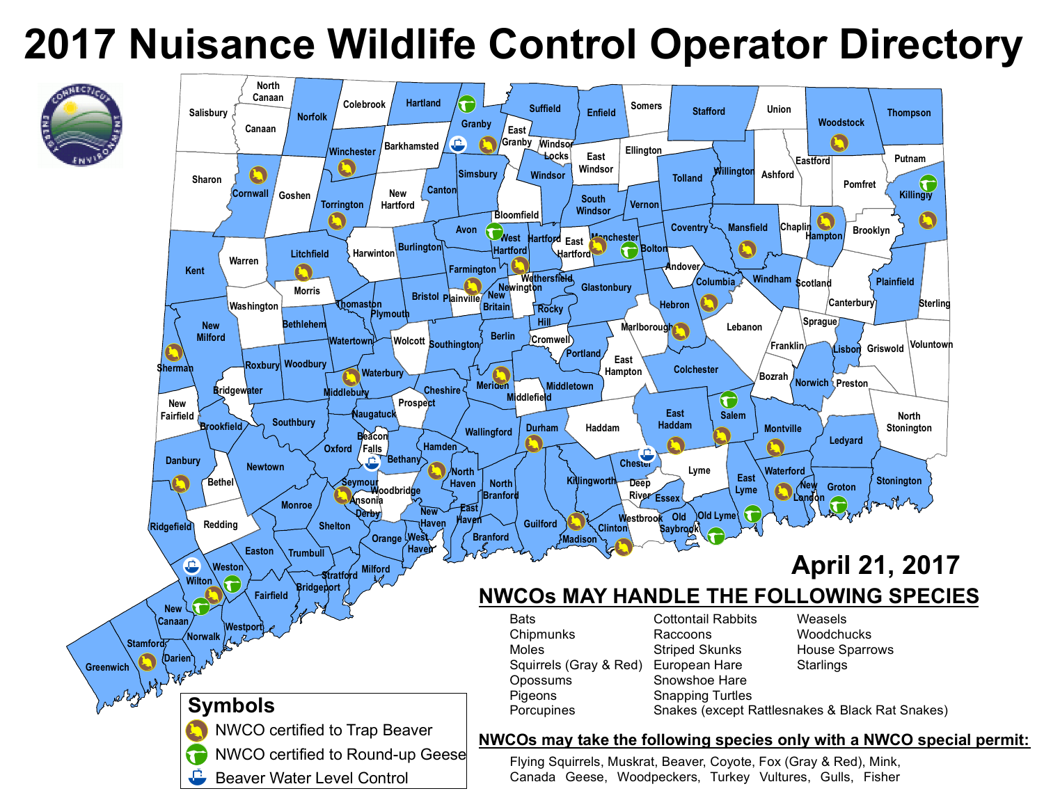# 2017 Nuisance Wildlife Control Operator Directory

April 21, 2017

## NWCOs MAY HANDLE THE FOLLOWING SPECIES

- Bats
- Chipmunks
- Moles
- Squirrels (Gray & Red)
- Opossums
- Pigeons
- Porcupines
- Cottontail Rabbits
- Raccoons
- Striped Skunks
- European Hare
- Snowshoe Hare
- Snapping Turtles
- Snakes (except Rattlesnakes & Black Rat Snakes)
- Weasels
- Woodchucks
- House Sparrows
- Starlings

## NWCOs may take the following species only with a NWCO special permit:

Flying Squirrels, Muskrat, Beaver, Coyote, Fox (Gray & Red), Mink, Canada Geese, Woodpeckers, Turkey Vultures, Gulls, Fisher

## Symbols

- NWCO certified to Trap Beaver
- NWCO certified to Round-up Geese
- Beaver Water Level Control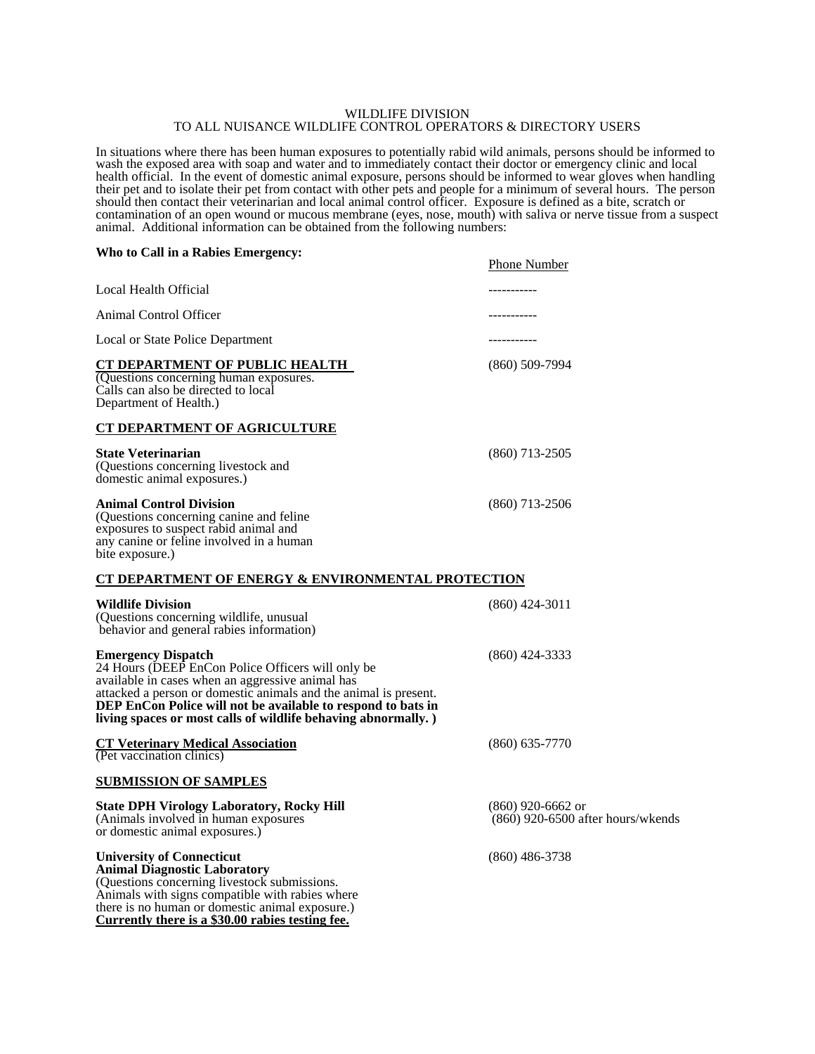WILDLIFE DIVISION
TO ALL NUISANCE WILDLIFE CONTROL OPERATORS & DIRECTORY USERS

In situations where there has been human exposures to potentially rabid wild animals, persons should be informed to wash the exposed area with soap and water and to immediately contact their doctor or emergency clinic and local health official. In the event of domestic animal exposure, persons should be informed to wear gloves when handling their pet and to isolate their pet from contact with other pets and people for a minimum of several hours. The person should then contact their veterinarian and local animal control officer. Exposure is defined as a bite, scratch or contamination of an open wound or mucous membrane (eyes, nose, mouth) with saliva or nerve tissue from a suspect animal. Additional information can be obtained from the following numbers:

**Who to Call in a Rabies Emergency:**

| | Phone Number |
|---|---|
| Local Health Official | ----------- |
| Animal Control Officer | ----------- |
| Local or State Police Department | ----------- |
| **CT DEPARTMENT OF PUBLIC HEALTH** (Questions concerning human exposures. Calls can also be directed to local Department of Health.) | (860) 509-7994 |
| **CT DEPARTMENT OF AGRICULTURE** | |
| **State Veterinarian** (Questions concerning livestock and domestic animal exposures.) | (860) 713-2505 |
| **Animal Control Division** (Questions concerning canine and feline exposures to suspect rabid animal and any canine or feline involved in a human bite exposure.) | (860) 713-2506 |
| **CT DEPARTMENT OF ENERGY & ENVIRONMENTAL PROTECTION** | |
| **Wildlife Division** (Questions concerning wildlife, unusual behavior and general rabies information) | (860) 424-3011 |
| **Emergency Dispatch** 24 Hours (DEEP EnCon Police Officers will only be available in cases when an aggressive animal has attacked a person or domestic animals and the animal is present. **DEP EnCon Police will not be available to respond to bats in living spaces or most calls of wildlife behaving abnormally.** ) | (860) 424-3333 |
| **CT Veterinary Medical Association** (Pet vaccination clinics) | (860) 635-7770 |
| **SUBMISSION OF SAMPLES** | |
| **State DPH Virology Laboratory, Rocky Hill** (Animals involved in human exposures or domestic animal exposures.) | (860) 920-6662 or (860) 920-6500 after hours/wkends |
| **University of Connecticut Animal Diagnostic Laboratory** (Questions concerning livestock submissions. Animals with signs compatible with rabies where there is no human or domestic animal exposure.) **Currently there is a $30.00 rabies testing fee.** | (860) 486-3738 |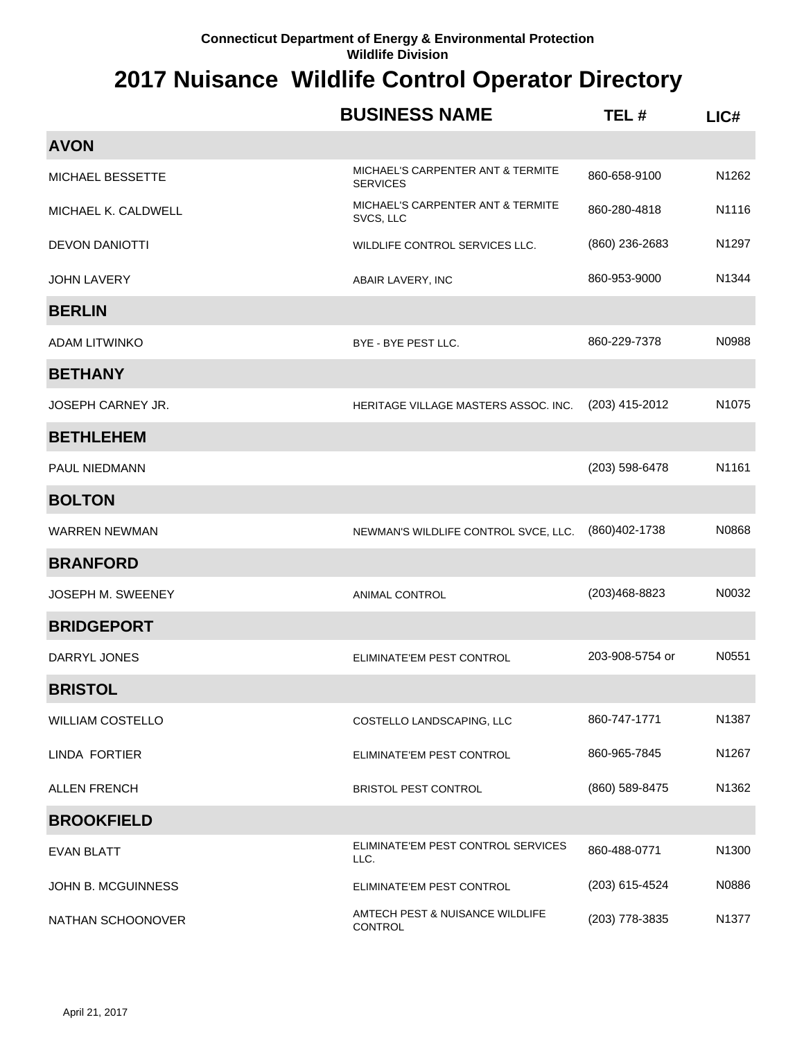Connecticut Department of Energy & Environmental Protection
Wildlife Division

# 2017 Nuisance Wildlife Control Operator Directory

| | BUSINESS NAME | TEL # | LIC# |
|---|---|---|---|
| **AVON** | | | |
| MICHAEL BESSETTE | MICHAEL'S CARPENTER ANT & TERMITE SERVICES | 860-658-9100 | N1262 |
| MICHAEL K. CALDWELL | MICHAEL'S CARPENTER ANT & TERMITE SVCS, LLC | 860-280-4818 | N1116 |
| DEVON DANIOTTI | WILDLIFE CONTROL SERVICES LLC. | (860) 236-2683 | N1297 |
| JOHN LAVERY | ABAIR LAVERY, INC | 860-953-9000 | N1344 |
| **BERLIN** | | | |
| ADAM LITWINKO | BYE - BYE PEST LLC. | 860-229-7378 | N0988 |
| **BETHANY** | | | |
| JOSEPH CARNEY JR. | HERITAGE VILLAGE MASTERS ASSOC. INC. | (203) 415-2012 | N1075 |
| **BETHLEHEM** | | | |
| PAUL NIEDMANN | | (203) 598-6478 | N1161 |
| **BOLTON** | | | |
| WARREN NEWMAN | NEWMAN'S WILDLIFE CONTROL SVCE, LLC. | (860)402-1738 | N0868 |
| **BRANFORD** | | | |
| JOSEPH M. SWEENEY | ANIMAL CONTROL | (203)468-8823 | N0032 |
| **BRIDGEPORT** | | | |
| DARRYL JONES | ELIMINATE'EM PEST CONTROL | 203-908-5754 or | N0551 |
| **BRISTOL** | | | |
| WILLIAM COSTELLO | COSTELLO LANDSCAPING, LLC | 860-747-1771 | N1387 |
| LINDA FORTIER | ELIMINATE'EM PEST CONTROL | 860-965-7845 | N1267 |
| ALLEN FRENCH | BRISTOL PEST CONTROL | (860) 589-8475 | N1362 |
| **BROOKFIELD** | | | |
| EVAN BLATT | ELIMINATE'EM PEST CONTROL SERVICES LLC. | 860-488-0771 | N1300 |
| JOHN B. MCGUINNESS | ELIMINATE'EM PEST CONTROL | (203) 615-4524 | N0886 |
| NATHAN SCHOONOVER | AMTECH PEST & NUISANCE WILDLIFE CONTROL | (203) 778-3835 | N1377 |

April 21, 2017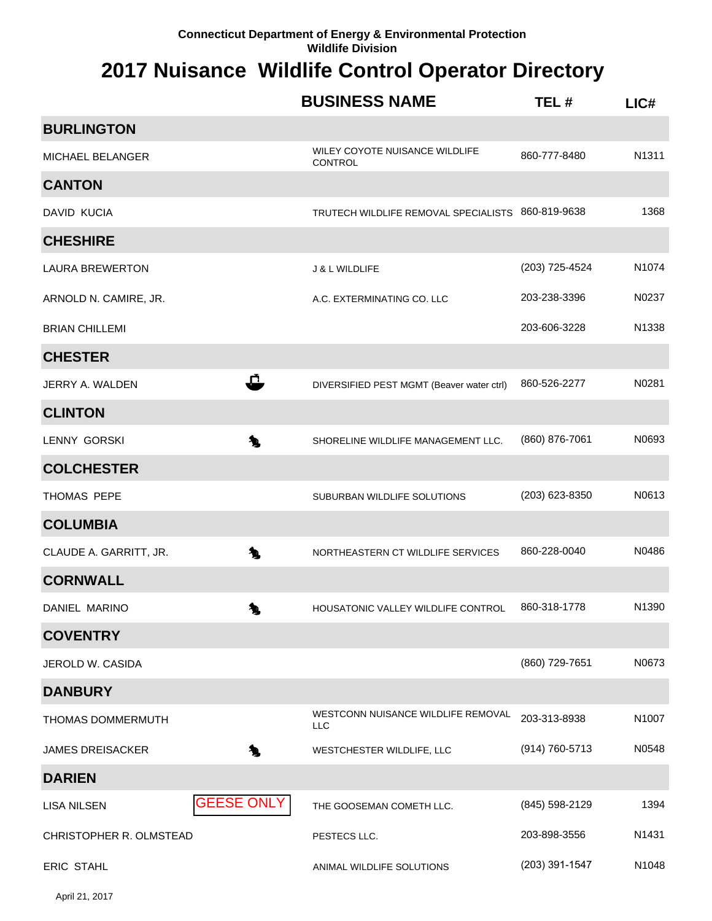Connecticut Department of Energy & Environmental Protection
Wildlife Division

# 2017 Nuisance Wildlife Control Operator Directory

| | | BUSINESS NAME | TEL # | LIC# |
|---|---|---|---|---|
| **BURLINGTON** | | | | |
| MICHAEL BELANGER | | WILEY COYOTE NUISANCE WILDLIFE CONTROL | 860-777-8480 | N1311 |
| **CANTON** | | | | |
| DAVID KUCIA | | TRUTECH WILDLIFE REMOVAL SPECIALISTS | 860-819-9638 | 1368 |
| **CHESHIRE** | | | | |
| LAURA BREWERTON | | J & L WILDLIFE | (203) 725-4524 | N1074 |
| ARNOLD N. CAMIRE, JR. | | A.C. EXTERMINATING CO. LLC | 203-238-3396 | N0237 |
| BRIAN CHILLEMI | | | 203-606-3228 | N1338 |
| **CHESTER** | | | | |
| JERRY A. WALDEN | | DIVERSIFIED PEST MGMT (Beaver water ctrl) | 860-526-2277 | N0281 |
| **CLINTON** | | | | |
| LENNY GORSKI | | SHORELINE WILDLIFE MANAGEMENT LLC. | (860) 876-7061 | N0693 |
| **COLCHESTER** | | | | |
| THOMAS PEPE | | SUBURBAN WILDLIFE SOLUTIONS | (203) 623-8350 | N0613 |
| **COLUMBIA** | | | | |
| CLAUDE A. GARRITT, JR. | | NORTHEASTERN CT WILDLIFE SERVICES | 860-228-0040 | N0486 |
| **CORNWALL** | | | | |
| DANIEL MARINO | | HOUSATONIC VALLEY WILDLIFE CONTROL | 860-318-1778 | N1390 |
| **COVENTRY** | | | | |
| JEROLD W. CASIDA | | | (860) 729-7651 | N0673 |
| **DANBURY** | | | | |
| THOMAS DOMMERMUTH | | WESTCONN NUISANCE WILDLIFE REMOVAL LLC | 203-313-8938 | N1007 |
| JAMES DREISACKER | | WESTCHESTER WILDLIFE, LLC | (914) 760-5713 | N0548 |
| **DARIEN** | | | | |
| LISA NILSEN | GEESE ONLY | THE GOOSEMAN COMETH LLC. | (845) 598-2129 | 1394 |
| CHRISTOPHER R. OLMSTEAD | | PESTECS LLC. | 203-898-3556 | N1431 |
| ERIC STAHL | | ANIMAL WILDLIFE SOLUTIONS | (203) 391-1547 | N1048 |

April 21, 2017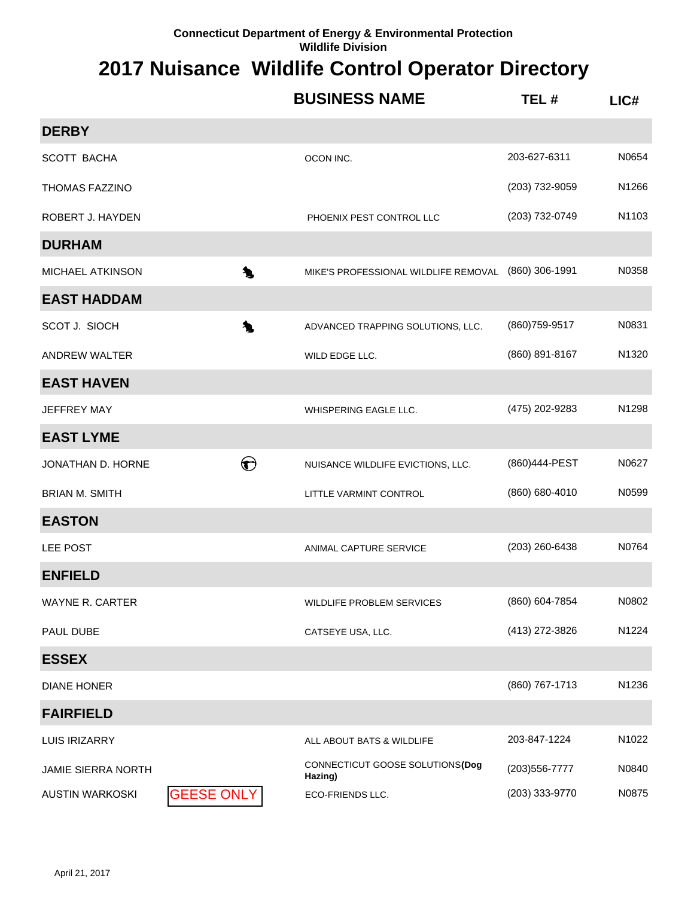Connecticut Department of Energy & Environmental Protection
Wildlife Division

# 2017 Nuisance Wildlife Control Operator Directory

| | | BUSINESS NAME | TEL # | LIC# |
|---|---|---|---|---|
| **DERBY** | | | | |
| SCOTT BACHA | | OCON INC. | 203-627-6311 | N0654 |
| THOMAS FAZZINO | | | (203) 732-9059 | N1266 |
| ROBERT J. HAYDEN | | PHOENIX PEST CONTROL LLC | (203) 732-0749 | N1103 |
| **DURHAM** | | | | |
| MICHAEL ATKINSON | | MIKE'S PROFESSIONAL WILDLIFE REMOVAL | (860) 306-1991 | N0358 |
| **EAST HADDAM** | | | | |
| SCOT J. SIOCH | | ADVANCED TRAPPING SOLUTIONS, LLC. | (860)759-9517 | N0831 |
| ANDREW WALTER | | WILD EDGE LLC. | (860) 891-8167 | N1320 |
| **EAST HAVEN** | | | | |
| JEFFREY MAY | | WHISPERING EAGLE LLC. | (475) 202-9283 | N1298 |
| **EAST LYME** | | | | |
| JONATHAN D. HORNE | | NUISANCE WILDLIFE EVICTIONS, LLC. | (860)444-PEST | N0627 |
| BRIAN M. SMITH | | LITTLE VARMINT CONTROL | (860) 680-4010 | N0599 |
| **EASTON** | | | | |
| LEE POST | | ANIMAL CAPTURE SERVICE | (203) 260-6438 | N0764 |
| **ENFIELD** | | | | |
| WAYNE R. CARTER | | WILDLIFE PROBLEM SERVICES | (860) 604-7854 | N0802 |
| PAUL DUBE | | CATSEYE USA, LLC. | (413) 272-3826 | N1224 |
| **ESSEX** | | | | |
| DIANE HONER | | | (860) 767-1713 | N1236 |
| **FAIRFIELD** | | | | |
| LUIS IRIZARRY | | ALL ABOUT BATS & WILDLIFE | 203-847-1224 | N1022 |
| JAMIE SIERRA NORTH | | CONNECTICUT GOOSE SOLUTIONS**(Dog Hazing)** | (203)556-7777 | N0840 |
| AUSTIN WARKOSKI | GEESE ONLY | ECO-FRIENDS LLC. | (203) 333-9770 | N0875 |

April 21, 2017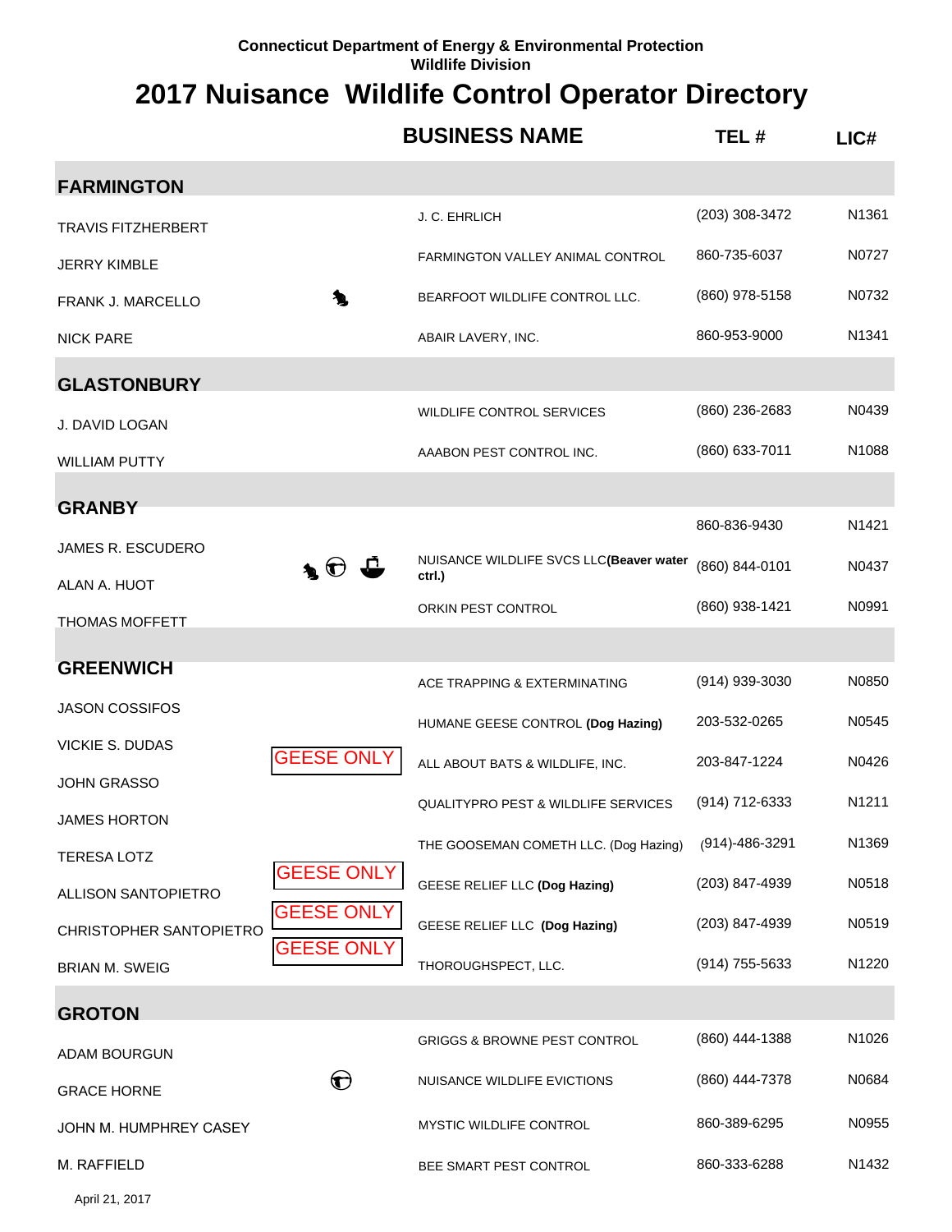Connecticut Department of Energy & Environmental Protection
Wildlife Division

# 2017 Nuisance Wildlife Control Operator Directory

| | | BUSINESS NAME | TEL # | LIC# |
|---|---|---|---|---|
| **FARMINGTON** | | | | |
| TRAVIS FITZHERBERT | | J. C. EHRLICH | (203) 308-3472 | N1361 |
| JERRY KIMBLE | | FARMINGTON VALLEY ANIMAL CONTROL | 860-735-6037 | N0727 |
| FRANK J. MARCELLO | | BEARFOOT WILDLIFE CONTROL LLC. | (860) 978-5158 | N0732 |
| NICK PARE | | ABAIR LAVERY, INC. | 860-953-9000 | N1341 |
| **GLASTONBURY** | | | | |
| J. DAVID LOGAN | | WILDLIFE CONTROL SERVICES | (860) 236-2683 | N0439 |
| WILLIAM PUTTY | | AAABON PEST CONTROL INC. | (860) 633-7011 | N1088 |
| **GRANBY** | | | | |
| JAMES R. ESCUDERO | | | 860-836-9430 | N1421 |
| ALAN A. HUOT | | NUISANCE WILDLIFE SVCS LLC **(Beaver water ctrl.)** | (860) 844-0101 | N0437 |
| THOMAS MOFFETT | | ORKIN PEST CONTROL | (860) 938-1421 | N0991 |
| **GREENWICH** | | | | |
| JASON COSSIFOS | | ACE TRAPPING & EXTERMINATING | (914) 939-3030 | N0850 |
| VICKIE S. DUDAS | GEESE ONLY | HUMANE GEESE CONTROL **(Dog Hazing)** | 203-532-0265 | N0545 |
| JOHN GRASSO | | ALL ABOUT BATS & WILDLIFE, INC. | 203-847-1224 | N0426 |
| JAMES HORTON | | QUALITYPRO PEST & WILDLIFE SERVICES | (914) 712-6333 | N1211 |
| TERESA LOTZ | GEESE ONLY | THE GOOSEMAN COMETH LLC. (Dog Hazing) | (914)-486-3291 | N1369 |
| ALLISON SANTOPIETRO | GEESE ONLY | GEESE RELIEF LLC **(Dog Hazing)** | (203) 847-4939 | N0518 |
| CHRISTOPHER SANTOPIETRO | GEESE ONLY | GEESE RELIEF LLC **(Dog Hazing)** | (203) 847-4939 | N0519 |
| BRIAN M. SWEIG | | THOROUGHSPECT, LLC. | (914) 755-5633 | N1220 |
| **GROTON** | | | | |
| ADAM BOURGUN | | GRIGGS & BROWNE PEST CONTROL | (860) 444-1388 | N1026 |
| GRACE HORNE | | NUISANCE WILDLIFE EVICTIONS | (860) 444-7378 | N0684 |
| JOHN M. HUMPHREY CASEY | | MYSTIC WILDLIFE CONTROL | 860-389-6295 | N0955 |
| M. RAFFIELD | | BEE SMART PEST CONTROL | 860-333-6288 | N1432 |

April 21, 2017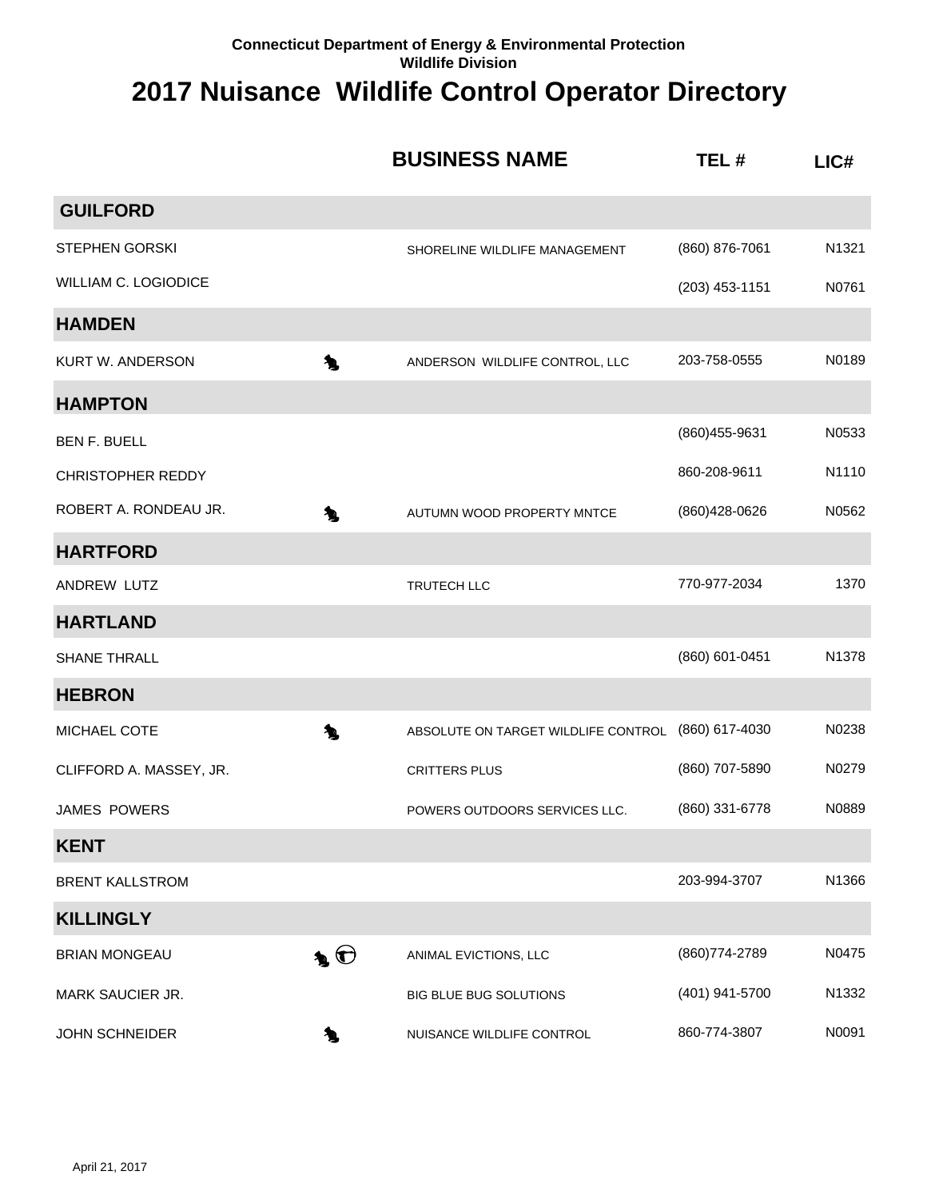Connecticut Department of Energy & Environmental Protection
Wildlife Division

# 2017 Nuisance Wildlife Control Operator Directory

| | | BUSINESS NAME | TEL # | LIC# |
|---|---|---|---|---|
| **GUILFORD** | | | | |
| STEPHEN GORSKI | | SHORELINE WILDLIFE MANAGEMENT | (860) 876-7061 | N1321 |
| WILLIAM C. LOGIODICE | | | (203) 453-1151 | N0761 |
| **HAMDEN** | | | | |
| KURT W. ANDERSON | | ANDERSON WILDLIFE CONTROL, LLC | 203-758-0555 | N0189 |
| **HAMPTON** | | | | |
| BEN F. BUELL | | | (860)455-9631 | N0533 |
| CHRISTOPHER REDDY | | | 860-208-9611 | N1110 |
| ROBERT A. RONDEAU JR. | | AUTUMN WOOD PROPERTY MNTCE | (860)428-0626 | N0562 |
| **HARTFORD** | | | | |
| ANDREW LUTZ | | TRUTECH LLC | 770-977-2034 | 1370 |
| **HARTLAND** | | | | |
| SHANE THRALL | | | (860) 601-0451 | N1378 |
| **HEBRON** | | | | |
| MICHAEL COTE | | ABSOLUTE ON TARGET WILDLIFE CONTROL | (860) 617-4030 | N0238 |
| CLIFFORD A. MASSEY, JR. | | CRITTERS PLUS | (860) 707-5890 | N0279 |
| JAMES POWERS | | POWERS OUTDOORS SERVICES LLC. | (860) 331-6778 | N0889 |
| **KENT** | | | | |
| BRENT KALLSTROM | | | 203-994-3707 | N1366 |
| **KILLINGLY** | | | | |
| BRIAN MONGEAU | | ANIMAL EVICTIONS, LLC | (860)774-2789 | N0475 |
| MARK SAUCIER JR. | | BIG BLUE BUG SOLUTIONS | (401) 941-5700 | N1332 |
| JOHN SCHNEIDER | | NUISANCE WILDLIFE CONTROL | 860-774-3807 | N0091 |

April 21, 2017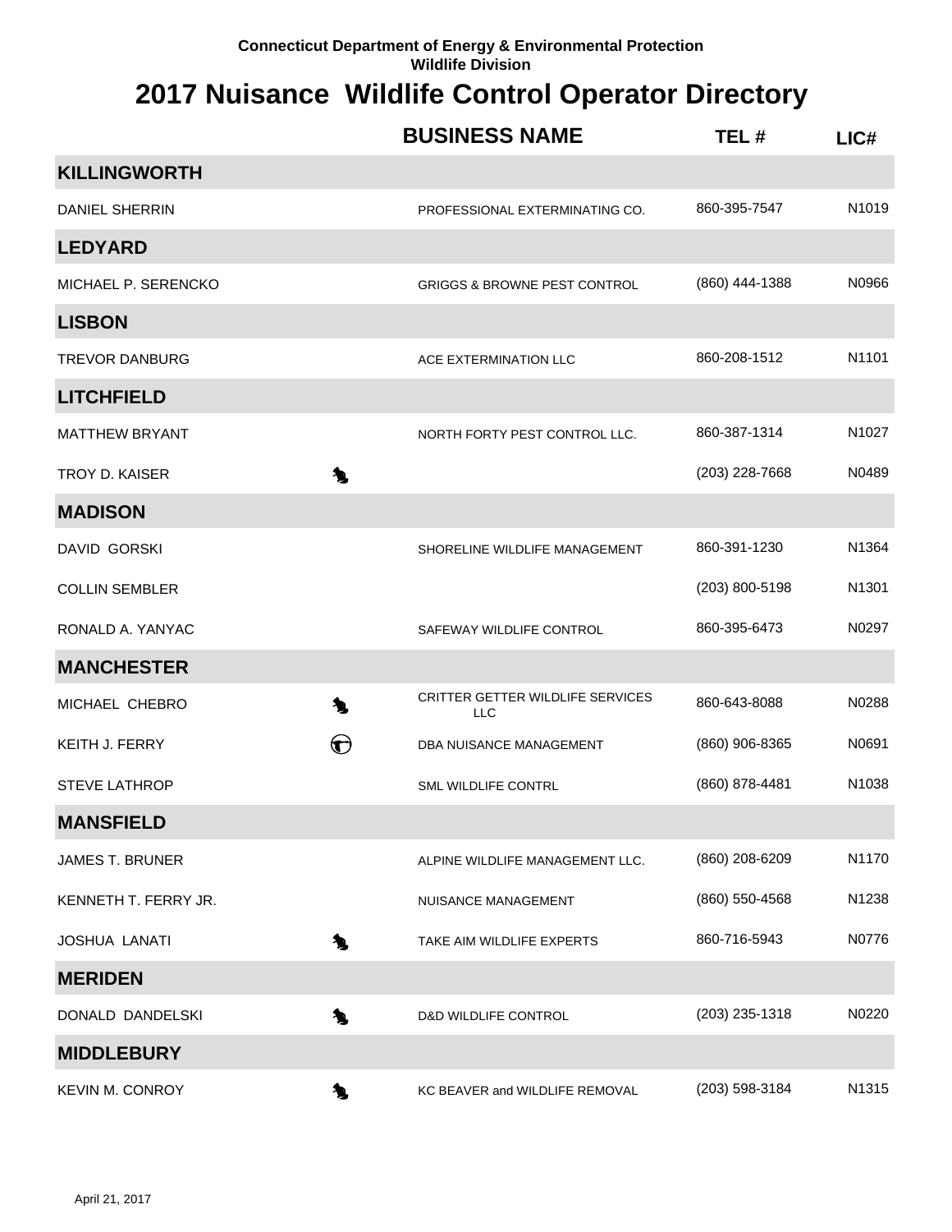Connecticut Department of Energy & Environmental Protection
Wildlife Division

# 2017 Nuisance Wildlife Control Operator Directory

| | BUSINESS NAME | TEL # | LIC# |
|---|---|---|---|
| **KILLINGWORTH** | | | |
| DANIEL SHERRIN | PROFESSIONAL EXTERMINATING CO. | 860-395-7547 | N1019 |
| **LEDYARD** | | | |
| MICHAEL P. SERENCKO | GRIGGS & BROWNE PEST CONTROL | (860) 444-1388 | N0966 |
| **LISBON** | | | |
| TREVOR DANBURG | ACE EXTERMINATION LLC | 860-208-1512 | N1101 |
| **LITCHFIELD** | | | |
| MATTHEW BRYANT | NORTH FORTY PEST CONTROL LLC. | 860-387-1314 | N1027 |
| TROY D. KAISER | | (203) 228-7668 | N0489 |
| **MADISON** | | | |
| DAVID GORSKI | SHORELINE WILDLIFE MANAGEMENT | 860-391-1230 | N1364 |
| COLLIN SEMBLER | | (203) 800-5198 | N1301 |
| RONALD A. YANYAC | SAFEWAY WILDLIFE CONTROL | 860-395-6473 | N0297 |
| **MANCHESTER** | | | |
| MICHAEL CHEBRO | CRITTER GETTER WILDLIFE SERVICES LLC | 860-643-8088 | N0288 |
| KEITH J. FERRY | DBA NUISANCE MANAGEMENT | (860) 906-8365 | N0691 |
| STEVE LATHROP | SML WILDLIFE CONTRL | (860) 878-4481 | N1038 |
| **MANSFIELD** | | | |
| JAMES T. BRUNER | ALPINE WILDLIFE MANAGEMENT LLC. | (860) 208-6209 | N1170 |
| KENNETH T. FERRY JR. | NUISANCE MANAGEMENT | (860) 550-4568 | N1238 |
| JOSHUA LANATI | TAKE AIM WILDLIFE EXPERTS | 860-716-5943 | N0776 |
| **MERIDEN** | | | |
| DONALD DANDELSKI | D&D WILDLIFE CONTROL | (203) 235-1318 | N0220 |
| **MIDDLEBURY** | | | |
| KEVIN M. CONROY | KC BEAVER and WILDLIFE REMOVAL | (203) 598-3184 | N1315 |

April 21, 2017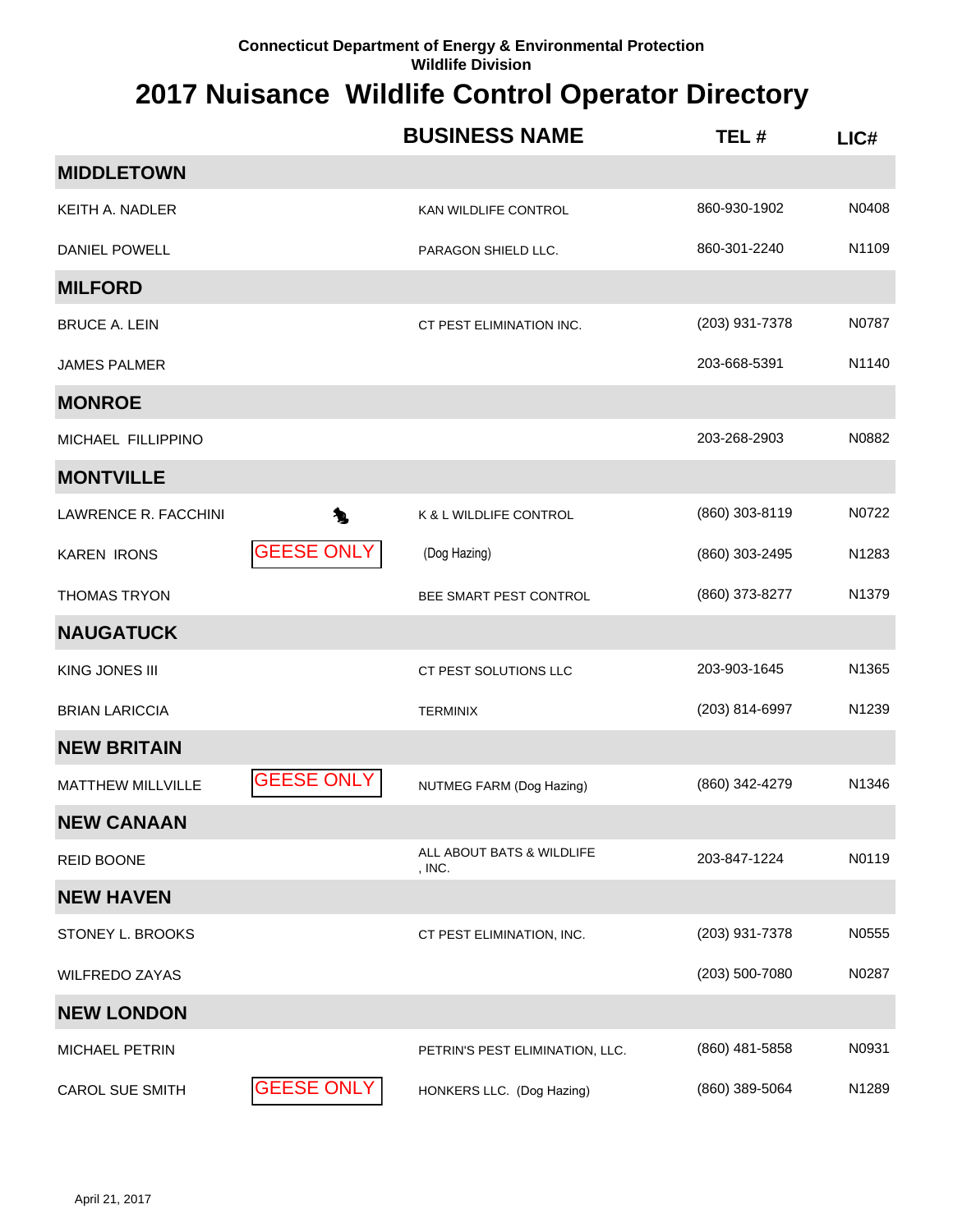Connecticut Department of Energy & Environmental Protection
Wildlife Division

# 2017 Nuisance Wildlife Control Operator Directory

| | | BUSINESS NAME | TEL # | LIC# |
|---|---|---|---|---|
| **MIDDLETOWN** | | | | |
| KEITH A. NADLER | | KAN WILDLIFE CONTROL | 860-930-1902 | N0408 |
| DANIEL POWELL | | PARAGON SHIELD LLC. | 860-301-2240 | N1109 |
| **MILFORD** | | | | |
| BRUCE A. LEIN | | CT PEST ELIMINATION INC. | (203) 931-7378 | N0787 |
| JAMES PALMER | | | 203-668-5391 | N1140 |
| **MONROE** | | | | |
| MICHAEL FILLIPPINO | | | 203-268-2903 | N0882 |
| **MONTVILLE** | | | | |
| LAWRENCE R. FACCHINI | | K & L WILDLIFE CONTROL | (860) 303-8119 | N0722 |
| KAREN IRONS | GEESE ONLY | (Dog Hazing) | (860) 303-2495 | N1283 |
| THOMAS TRYON | | BEE SMART PEST CONTROL | (860) 373-8277 | N1379 |
| **NAUGATUCK** | | | | |
| KING JONES III | | CT PEST SOLUTIONS LLC | 203-903-1645 | N1365 |
| BRIAN LARICCIA | | TERMINIX | (203) 814-6997 | N1239 |
| **NEW BRITAIN** | | | | |
| MATTHEW MILLVILLE | GEESE ONLY | NUTMEG FARM (Dog Hazing) | (860) 342-4279 | N1346 |
| **NEW CANAAN** | | | | |
| REID BOONE | | ALL ABOUT BATS & WILDLIFE , INC. | 203-847-1224 | N0119 |
| **NEW HAVEN** | | | | |
| STONEY L. BROOKS | | CT PEST ELIMINATION, INC. | (203) 931-7378 | N0555 |
| WILFREDO ZAYAS | | | (203) 500-7080 | N0287 |
| **NEW LONDON** | | | | |
| MICHAEL PETRIN | | PETRIN'S PEST ELIMINATION, LLC. | (860) 481-5858 | N0931 |
| CAROL SUE SMITH | GEESE ONLY | HONKERS LLC. (Dog Hazing) | (860) 389-5064 | N1289 |

April 21, 2017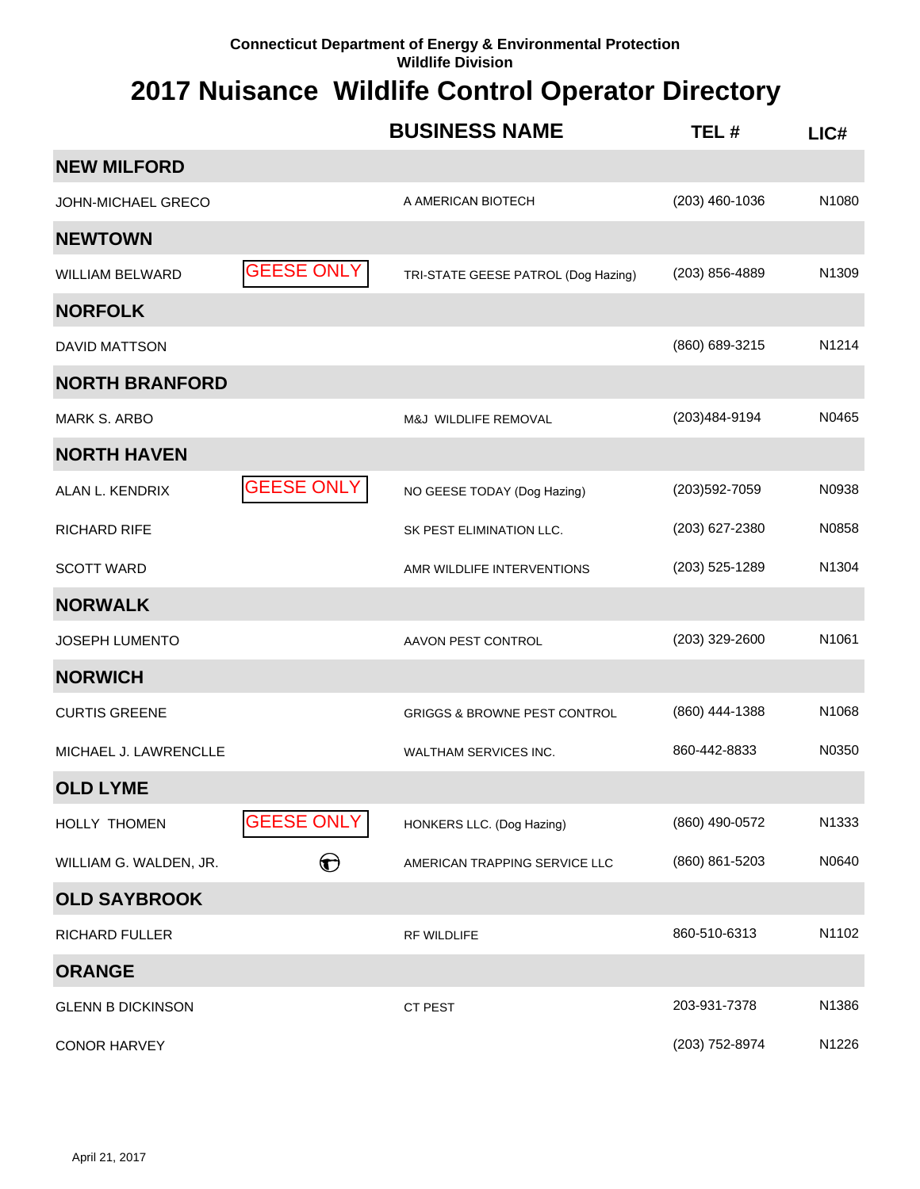Connecticut Department of Energy & Environmental Protection
Wildlife Division

# 2017 Nuisance Wildlife Control Operator Directory

| | | BUSINESS NAME | TEL # | LIC# |
|---|---|---|---|---|
| **NEW MILFORD** | | | | |
| JOHN-MICHAEL GRECO | | A AMERICAN BIOTECH | (203) 460-1036 | N1080 |
| **NEWTOWN** | | | | |
| WILLIAM BELWARD | GEESE ONLY | TRI-STATE GEESE PATROL (Dog Hazing) | (203) 856-4889 | N1309 |
| **NORFOLK** | | | | |
| DAVID MATTSON | | | (860) 689-3215 | N1214 |
| **NORTH BRANFORD** | | | | |
| MARK S. ARBO | | M&J WILDLIFE REMOVAL | (203)484-9194 | N0465 |
| **NORTH HAVEN** | | | | |
| ALAN L. KENDRIX | GEESE ONLY | NO GEESE TODAY (Dog Hazing) | (203)592-7059 | N0938 |
| RICHARD RIFE | | SK PEST ELIMINATION LLC. | (203) 627-2380 | N0858 |
| SCOTT WARD | | AMR WILDLIFE INTERVENTIONS | (203) 525-1289 | N1304 |
| **NORWALK** | | | | |
| JOSEPH LUMENTO | | AAVON PEST CONTROL | (203) 329-2600 | N1061 |
| **NORWICH** | | | | |
| CURTIS GREENE | | GRIGGS & BROWNE PEST CONTROL | (860) 444-1388 | N1068 |
| MICHAEL J. LAWRENCLE | | WALTHAM SERVICES INC. | 860-442-8833 | N0350 |
| **OLD LYME** | | | | |
| HOLLY THOMEN | GEESE ONLY | HONKERS LLC. (Dog Hazing) | (860) 490-0572 | N1333 |
| WILLIAM G. WALDEN, JR. | ☎ | AMERICAN TRAPPING SERVICE LLC | (860) 861-5203 | N0640 |
| **OLD SAYBROOK** | | | | |
| RICHARD FULLER | | RF WILDLIFE | 860-510-6313 | N1102 |
| **ORANGE** | | | | |
| GLENN B DICKINSON | | CT PEST | 203-931-7378 | N1386 |
| CONOR HARVEY | | | (203) 752-8974 | N1226 |

April 21, 2017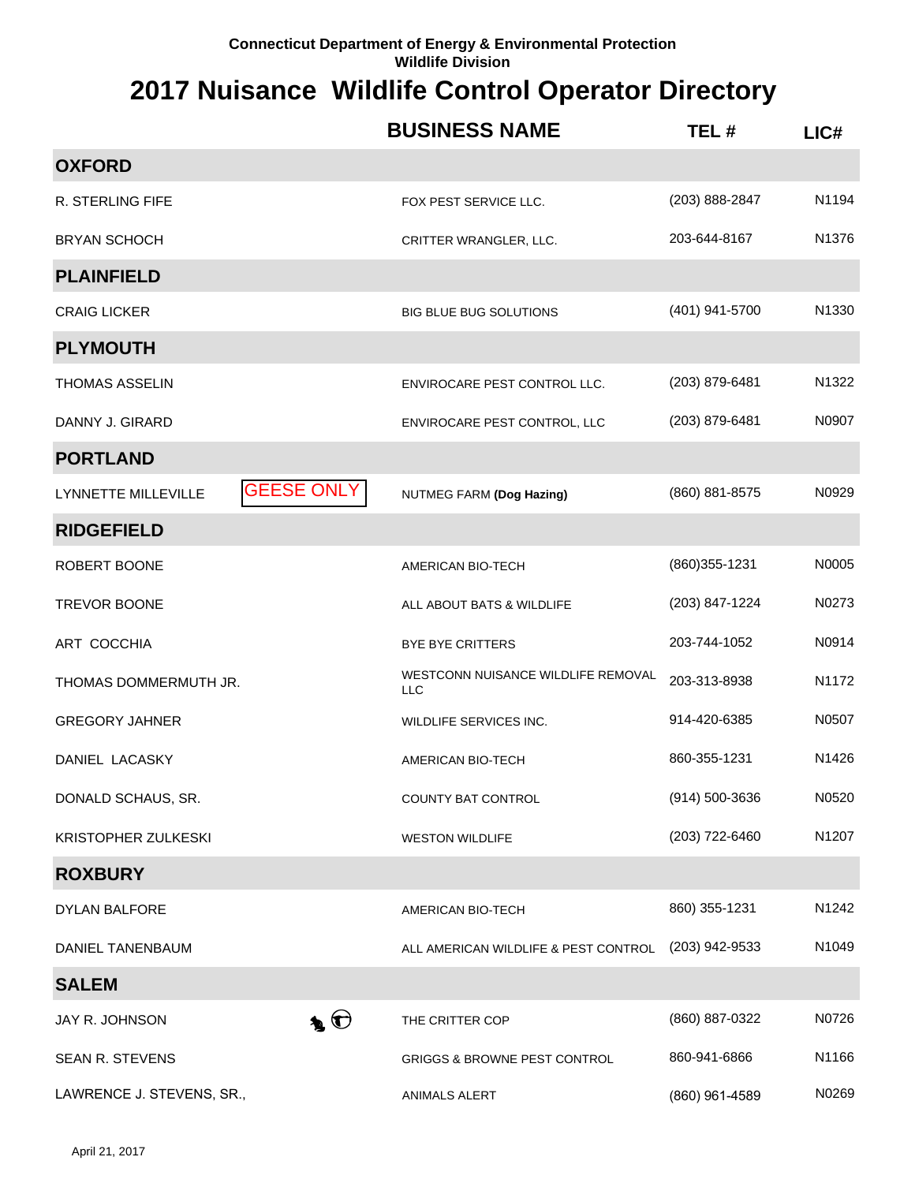Connecticut Department of Energy & Environmental Protection
Wildlife Division

# 2017 Nuisance Wildlife Control Operator Directory

| | | BUSINESS NAME | TEL # | LIC# |
|---|---|---|---|---|
| **OXFORD** | | | | |
| R. STERLING FIFE | | FOX PEST SERVICE LLC. | (203) 888-2847 | N1194 |
| BRYAN SCHOCH | | CRITTER WRANGLER, LLC. | 203-644-8167 | N1376 |
| **PLAINFIELD** | | | | |
| CRAIG LICKER | | BIG BLUE BUG SOLUTIONS | (401) 941-5700 | N1330 |
| **PLYMOUTH** | | | | |
| THOMAS ASSELIN | | ENVIROCARE PEST CONTROL LLC. | (203) 879-6481 | N1322 |
| DANNY J. GIRARD | | ENVIROCARE PEST CONTROL, LLC | (203) 879-6481 | N0907 |
| **PORTLAND** | | | | |
| LYNNETTE MILLEVILLE | GEESE ONLY | NUTMEG FARM **(Dog Hazing)** | (860) 881-8575 | N0929 |
| **RIDGEFIELD** | | | | |
| ROBERT BOONE | | AMERICAN BIO-TECH | (860)355-1231 | N0005 |
| TREVOR BOONE | | ALL ABOUT BATS & WILDLIFE | (203) 847-1224 | N0273 |
| ART COCCHIA | | BYE BYE CRITTERS | 203-744-1052 | N0914 |
| THOMAS DOMMERMUTH JR. | | WESTCONN NUISANCE WILDLIFE REMOVAL LLC | 203-313-8938 | N1172 |
| GREGORY JAHNER | | WILDLIFE SERVICES INC. | 914-420-6385 | N0507 |
| DANIEL LACASKY | | AMERICAN BIO-TECH | 860-355-1231 | N1426 |
| DONALD SCHAUS, SR. | | COUNTY BAT CONTROL | (914) 500-3636 | N0520 |
| KRISTOPHER ZULKESKI | | WESTON WILDLIFE | (203) 722-6460 | N1207 |
| **ROXBURY** | | | | |
| DYLAN BALFORE | | AMERICAN BIO-TECH | 860) 355-1231 | N1242 |
| DANIEL TANENBAUM | | ALL AMERICAN WILDLIFE & PEST CONTROL | (203) 942-9533 | N1049 |
| **SALEM** | | | | |
| JAY R. JOHNSON | | THE CRITTER COP | (860) 887-0322 | N0726 |
| SEAN R. STEVENS | | GRIGGS & BROWNE PEST CONTROL | 860-941-6866 | N1166 |
| LAWRENCE J. STEVENS, SR., | | ANIMALS ALERT | (860) 961-4589 | N0269 |

April 21, 2017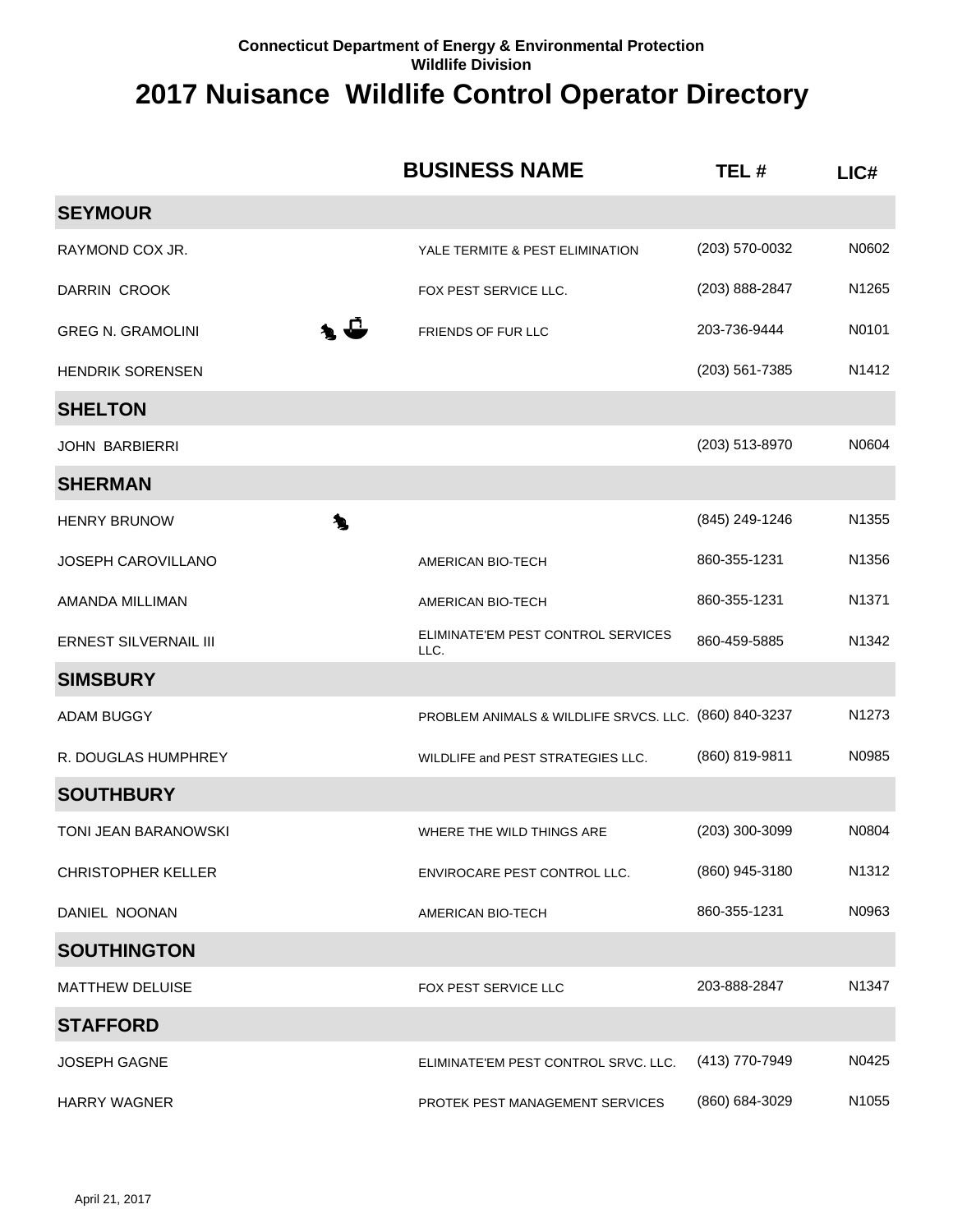Connecticut Department of Energy & Environmental Protection
Wildlife Division

# 2017 Nuisance Wildlife Control Operator Directory

| | BUSINESS NAME | TEL # | LIC# |
|---|---|---|---|
| **SEYMOUR** | | | |
| RAYMOND COX JR. | YALE TERMITE & PEST ELIMINATION | (203) 570-0032 | N0602 |
| DARRIN CROOK | FOX PEST SERVICE LLC. | (203) 888-2847 | N1265 |
| GREG N. GRAMOLINI | FRIENDS OF FUR LLC | 203-736-9444 | N0101 |
| HENDRIK SORENSEN | | (203) 561-7385 | N1412 |
| **SHELTON** | | | |
| JOHN BARBIERRI | | (203) 513-8970 | N0604 |
| **SHERMAN** | | | |
| HENRY BRUNOW | | (845) 249-1246 | N1355 |
| JOSEPH CAROVILLANO | AMERICAN BIO-TECH | 860-355-1231 | N1356 |
| AMANDA MILLIMAN | AMERICAN BIO-TECH | 860-355-1231 | N1371 |
| ERNEST SILVERNAIL III | ELIMINATE'EM PEST CONTROL SERVICES LLC. | 860-459-5885 | N1342 |
| **SIMSBURY** | | | |
| ADAM BUGGY | PROBLEM ANIMALS & WILDLIFE SRVCS. LLC. | (860) 840-3237 | N1273 |
| R. DOUGLAS HUMPHREY | WILDLIFE and PEST STRATEGIES LLC. | (860) 819-9811 | N0985 |
| **SOUTHBURY** | | | |
| TONI JEAN BARANOWSKI | WHERE THE WILD THINGS ARE | (203) 300-3099 | N0804 |
| CHRISTOPHER KELLER | ENVIROCARE PEST CONTROL LLC. | (860) 945-3180 | N1312 |
| DANIEL NOONAN | AMERICAN BIO-TECH | 860-355-1231 | N0963 |
| **SOUTHINGTON** | | | |
| MATTHEW DELUISE | FOX PEST SERVICE LLC | 203-888-2847 | N1347 |
| **STAFFORD** | | | |
| JOSEPH GAGNE | ELIMINATE'EM PEST CONTROL SRVC. LLC. | (413) 770-7949 | N0425 |
| HARRY WAGNER | PROTEK PEST MANAGEMENT SERVICES | (860) 684-3029 | N1055 |

April 21, 2017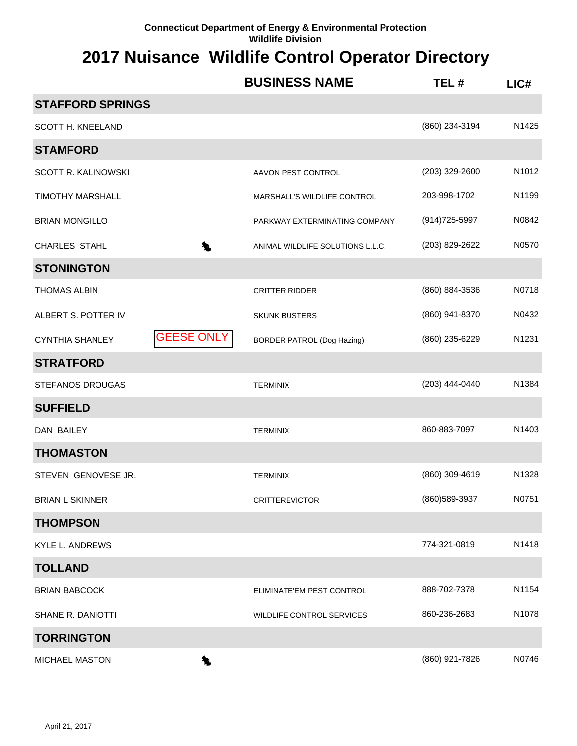Connecticut Department of Energy & Environmental Protection
Wildlife Division

# 2017 Nuisance Wildlife Control Operator Directory

| | | BUSINESS NAME | TEL # | LIC# |
|---|---|---|---|---|
| **STAFFORD SPRINGS** | | | | |
| SCOTT H. KNEELAND | | | (860) 234-3194 | N1425 |
| **STAMFORD** | | | | |
| SCOTT R. KALINOWSKI | | AAVON PEST CONTROL | (203) 329-2600 | N1012 |
| TIMOTHY MARSHALL | | MARSHALL'S WILDLIFE CONTROL | 203-998-1702 | N1199 |
| BRIAN MONGILLO | | PARKWAY EXTERMINATING COMPANY | (914)725-5997 | N0842 |
| CHARLES STAHL | | ANIMAL WILDLIFE SOLUTIONS L.L.C. | (203) 829-2622 | N0570 |
| **STONINGTON** | | | | |
| THOMAS ALBIN | | CRITTER RIDDER | (860) 884-3536 | N0718 |
| ALBERT S. POTTER IV | | SKUNK BUSTERS | (860) 941-8370 | N0432 |
| CYNTHIA SHANLEY | GEESE ONLY | BORDER PATROL (Dog Hazing) | (860) 235-6229 | N1231 |
| **STRATFORD** | | | | |
| STEFANOS DROUGAS | | TERMINIX | (203) 444-0440 | N1384 |
| **SUFFIELD** | | | | |
| DAN BAILEY | | TERMINIX | 860-883-7097 | N1403 |
| **THOMASTON** | | | | |
| STEVEN GENOVESE JR. | | TERMINIX | (860) 309-4619 | N1328 |
| BRIAN L SKINNER | | CRITTEREVICTOR | (860)589-3937 | N0751 |
| **THOMPSON** | | | | |
| KYLE L. ANDREWS | | | 774-321-0819 | N1418 |
| **TOLLAND** | | | | |
| BRIAN BABCOCK | | ELIMINATE'EM PEST CONTROL | 888-702-7378 | N1154 |
| SHANE R. DANIOTTI | | WILDLIFE CONTROL SERVICES | 860-236-2683 | N1078 |
| **TORRINGTON** | | | | |
| MICHAEL MASTON | | | (860) 921-7826 | N0746 |

April 21, 2017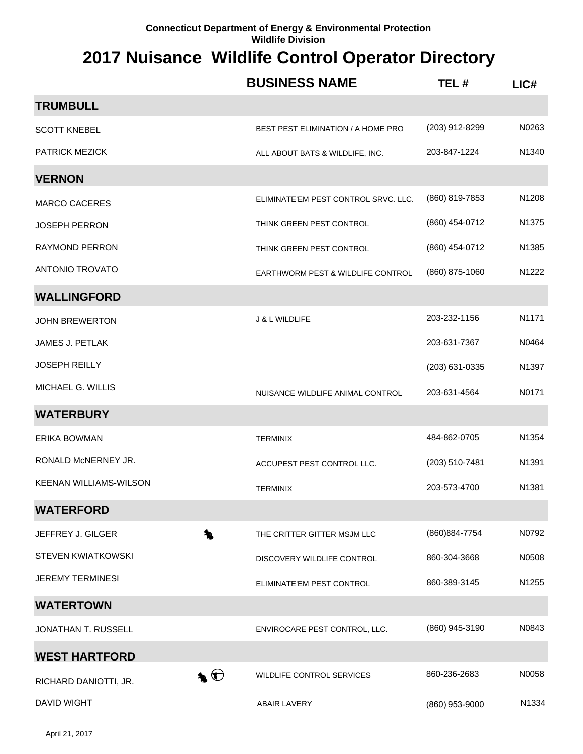Connecticut Department of Energy & Environmental Protection
Wildlife Division

# 2017 Nuisance Wildlife Control Operator Directory

| | | BUSINESS NAME | TEL # | LIC# |
|---|---|---|---|---|
| **TRUMBULL** | | | | |
| SCOTT KNEBEL | | BEST PEST ELIMINATION / A HOME PRO | (203) 912-8299 | N0263 |
| PATRICK MEZICK | | ALL ABOUT BATS & WILDLIFE, INC. | 203-847-1224 | N1340 |
| **VERNON** | | | | |
| MARCO CACERES | | ELIMINATE'EM PEST CONTROL SRVC. LLC. | (860) 819-7853 | N1208 |
| JOSEPH PERRON | | THINK GREEN PEST CONTROL | (860) 454-0712 | N1375 |
| RAYMOND PERRON | | THINK GREEN PEST CONTROL | (860) 454-0712 | N1385 |
| ANTONIO TROVATO | | EARTHWORM PEST & WILDLIFE CONTROL | (860) 875-1060 | N1222 |
| **WALLINGFORD** | | | | |
| JOHN BREWERTON | | J & L WILDLIFE | 203-232-1156 | N1171 |
| JAMES J. PETLAK | | | 203-631-7367 | N0464 |
| JOSEPH REILLY | | | (203) 631-0335 | N1397 |
| MICHAEL G. WILLIS | | NUISANCE WILDLIFE ANIMAL CONTROL | 203-631-4564 | N0171 |
| **WATERBURY** | | | | |
| ERIKA BOWMAN | | TERMINIX | 484-862-0705 | N1354 |
| RONALD McNERNEY JR. | | ACCUPEST PEST CONTROL LLC. | (203) 510-7481 | N1391 |
| KEENAN WILLIAMS-WILSON | | TERMINIX | 203-573-4700 | N1381 |
| **WATERFORD** | | | | |
| JEFFREY J. GILGER | 🦫 | THE CRITTER GITTER MSJM LLC | (860)884-7754 | N0792 |
| STEVEN KWIATKOWSKI | | DISCOVERY WILDLIFE CONTROL | 860-304-3668 | N0508 |
| JEREMY TERMINESI | | ELIMINATE'EM PEST CONTROL | 860-389-3145 | N1255 |
| **WATERTOWN** | | | | |
| JONATHAN T. RUSSELL | | ENVIROCARE PEST CONTROL, LLC. | (860) 945-3190 | N0843 |
| **WEST HARTFORD** | | | | |
| RICHARD DANIOTTI, JR. | 🦫 🚗 | WILDLIFE CONTROL SERVICES | 860-236-2683 | N0058 |
| DAVID WIGHT | | ABAIR LAVERY | (860) 953-9000 | N1334 |

April 21, 2017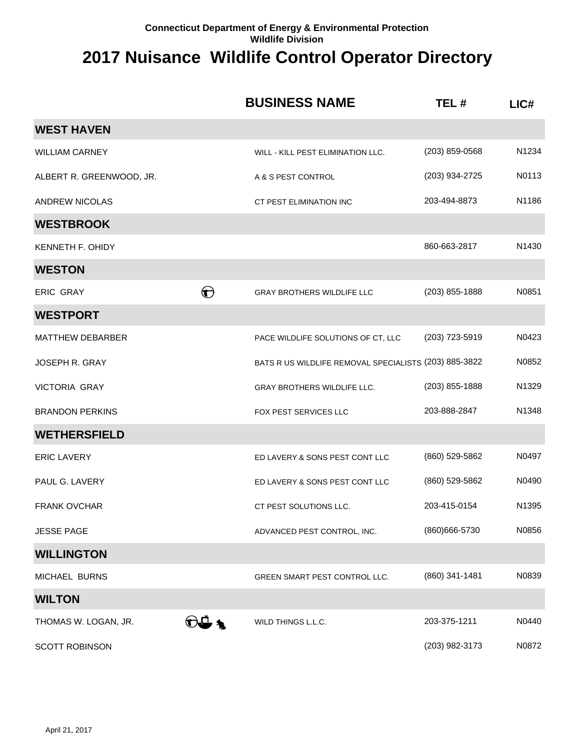**Connecticut Department of Energy & Environmental Protection**
**Wildlife Division**

# 2017 Nuisance Wildlife Control Operator Directory

| | | BUSINESS NAME | TEL # | LIC# |
|---|---|---|---|---|
| **WEST HAVEN** | | | | |
| WILLIAM CARNEY | | WILL - KILL PEST ELIMINATION LLC. | (203) 859-0568 | N1234 |
| ALBERT R. GREENWOOD, JR. | | A & S PEST CONTROL | (203) 934-2725 | N0113 |
| ANDREW NICOLAS | | CT PEST ELIMINATION INC | 203-494-8873 | N1186 |
| **WESTBROOK** | | | | |
| KENNETH F. OHIDY | | | 860-663-2817 | N1430 |
| **WESTON** | | | | |
| ERIC GRAY | | GRAY BROTHERS WILDLIFE LLC | (203) 855-1888 | N0851 |
| **WESTPORT** | | | | |
| MATTHEW DEBARBER | | PACE WILDLIFE SOLUTIONS OF CT, LLC | (203) 723-5919 | N0423 |
| JOSEPH R. GRAY | | BATS R US WILDLIFE REMOVAL SPECIALISTS | (203) 885-3822 | N0852 |
| VICTORIA GRAY | | GRAY BROTHERS WILDLIFE LLC. | (203) 855-1888 | N1329 |
| BRANDON PERKINS | | FOX PEST SERVICES LLC | 203-888-2847 | N1348 |
| **WETHERSFIELD** | | | | |
| ERIC LAVERY | | ED LAVERY & SONS PEST CONT LLC | (860) 529-5862 | N0497 |
| PAUL G. LAVERY | | ED LAVERY & SONS PEST CONT LLC | (860) 529-5862 | N0490 |
| FRANK OVCHAR | | CT PEST SOLUTIONS LLC. | 203-415-0154 | N1395 |
| JESSE PAGE | | ADVANCED PEST CONTROL, INC. | (860)666-5730 | N0856 |
| **WILLINGTON** | | | | |
| MICHAEL BURNS | | GREEN SMART PEST CONTROL LLC. | (860) 341-1481 | N0839 |
| **WILTON** | | | | |
| THOMAS W. LOGAN, JR. | | WILD THINGS L.L.C. | 203-375-1211 | N0440 |
| SCOTT ROBINSON | | | (203) 982-3173 | N0872 |

April 21, 2017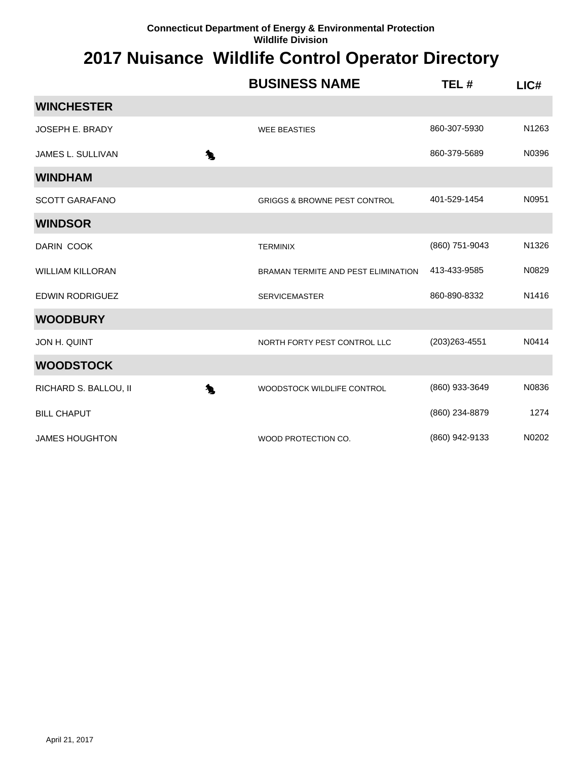Connecticut Department of Energy & Environmental Protection
Wildlife Division

# 2017 Nuisance Wildlife Control Operator Directory

| | | BUSINESS NAME | TEL # | LIC# |
|---|---|---|---|---|
| **WINCHESTER** | | | | |
| JOSEPH E. BRADY | | WEE BEASTIES | 860-307-5930 | N1263 |
| JAMES L. SULLIVAN | 🦫 | | 860-379-5689 | N0396 |
| **WINDHAM** | | | | |
| SCOTT GARAFANO | | GRIGGS & BROWNE PEST CONTROL | 401-529-1454 | N0951 |
| **WINDSOR** | | | | |
| DARIN COOK | | TERMINIX | (860) 751-9043 | N1326 |
| WILLIAM KILLORAN | | BRAMAN TERMITE AND PEST ELIMINATION | 413-433-9585 | N0829 |
| EDWIN RODRIGUEZ | | SERVICEMASTER | 860-890-8332 | N1416 |
| **WOODBURY** | | | | |
| JON H. QUINT | | NORTH FORTY PEST CONTROL LLC | (203)263-4551 | N0414 |
| **WOODSTOCK** | | | | |
| RICHARD S. BALLOU, II | 🦫 | WOODSTOCK WILDLIFE CONTROL | (860) 933-3649 | N0836 |
| BILL CHAPUT | | | (860) 234-8879 | 1274 |
| JAMES HOUGHTON | | WOOD PROTECTION CO. | (860) 942-9133 | N0202 |

April 21, 2017